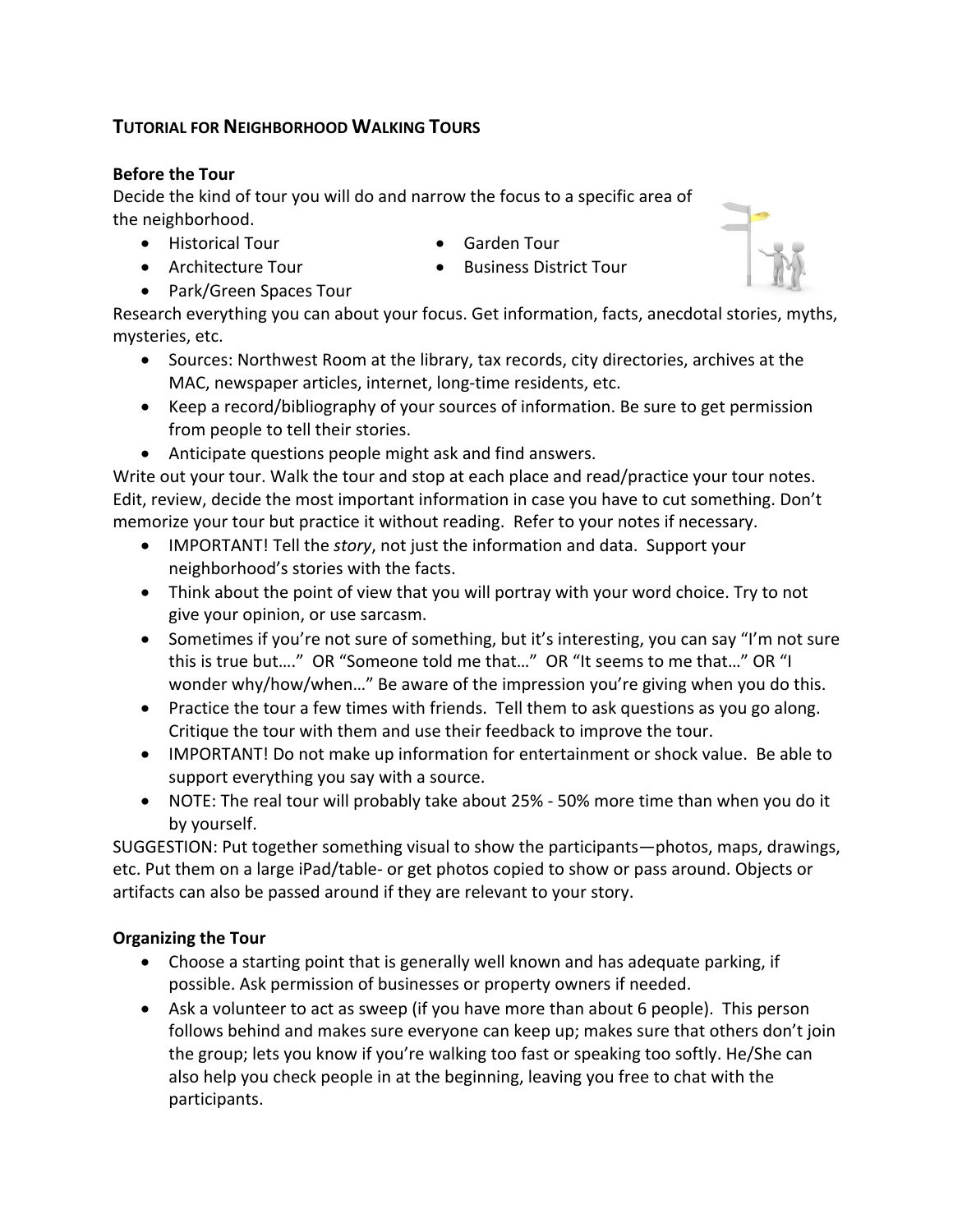# TUTORIAL FOR NEIGHBORHOOD WALKING TOURS

## Before the Tour

Decide the kind of tour you will do and narrow the focus to a specific area of the neighborhood.

- Historical Tour
- Architecture Tour
- Park/Green Spaces Tour
- Garden Tour
- Business District Tour

Research everything you can about your focus. Get information, facts, anecdotal stories, myths, mysteries, etc.

- Sources: Northwest Room at the library, tax records, city directories, archives at the MAC, newspaper articles, internet, long-time residents, etc.
- Keep a record/bibliography of your sources of information. Be sure to get permission from people to tell their stories.
- Anticipate questions people might ask and find answers.

Write out your tour. Walk the tour and stop at each place and read/practice your tour notes. Edit, review, decide the most important information in case you have to cut something. Don't memorize your tour but practice it without reading. Refer to your notes if necessary.

- IMPORTANT! Tell the *story*, not just the information and data. Support your neighborhood's stories with the facts.
- Think about the point of view that you will portray with your word choice. Try to not give your opinion, or use sarcasm.
- Sometimes if you're not sure of something, but it's interesting, you can say "I'm not sure this is true but…." OR "Someone told me that…" OR "It seems to me that…" OR "I wonder why/how/when…" Be aware of the impression you're giving when you do this.
- Practice the tour a few times with friends. Tell them to ask questions as you go along. Critique the tour with them and use their feedback to improve the tour.
- IMPORTANT! Do not make up information for entertainment or shock value. Be able to support everything you say with a source.
- NOTE: The real tour will probably take about 25% - 50% more time than when you do it by yourself.

SUGGESTION: Put together something visual to show the participants—photos, maps, drawings, etc. Put them on a large iPad/table- or get photos copied to show or pass around. Objects or artifacts can also be passed around if they are relevant to your story.

## Organizing the Tour

- Choose a starting point that is generally well known and has adequate parking, if possible. Ask permission of businesses or property owners if needed.
- Ask a volunteer to act as sweep (if you have more than about 6 people). This person follows behind and makes sure everyone can keep up; makes sure that others don't join the group; lets you know if you're walking too fast or speaking too softly. He/She can also help you check people in at the beginning, leaving you free to chat with the participants.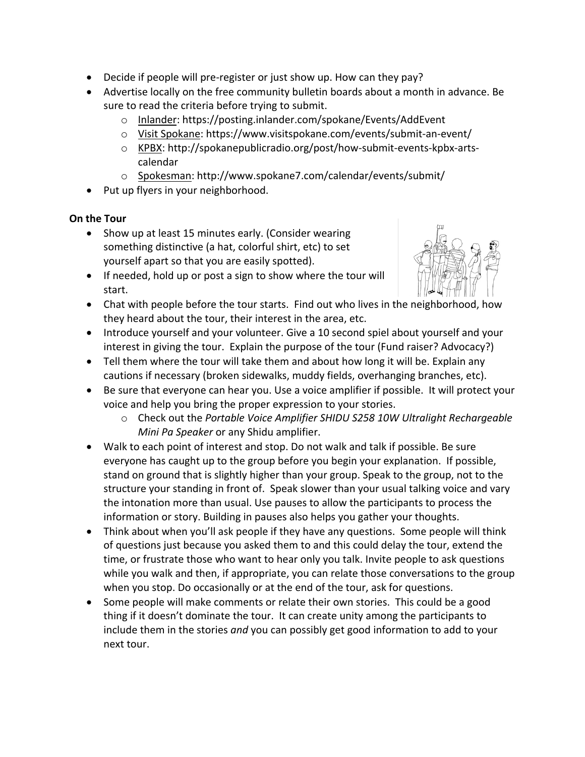- Decide if people will pre-register or just show up. How can they pay?
- Advertise locally on the free community bulletin boards about a month in advance. Be sure to read the criteria before trying to submit.
  - Inlander: https://posting.inlander.com/spokane/Events/AddEvent
  - Visit Spokane: https://www.visitspokane.com/events/submit-an-event/
  - KPBX: http://spokanepublicradio.org/post/how-submit-events-kpbx-arts-calendar
  - Spokesman: http://www.spokane7.com/calendar/events/submit/
- Put up flyers in your neighborhood.

**On the Tour**

- Show up at least 15 minutes early. (Consider wearing something distinctive (a hat, colorful shirt, etc) to set yourself apart so that you are easily spotted).
- If needed, hold up or post a sign to show where the tour will start.
- Chat with people before the tour starts. Find out who lives in the neighborhood, how they heard about the tour, their interest in the area, etc.
- Introduce yourself and your volunteer. Give a 10 second spiel about yourself and your interest in giving the tour. Explain the purpose of the tour (Fund raiser? Advocacy?)
- Tell them where the tour will take them and about how long it will be. Explain any cautions if necessary (broken sidewalks, muddy fields, overhanging branches, etc).
- Be sure that everyone can hear you. Use a voice amplifier if possible. It will protect your voice and help you bring the proper expression to your stories.
  - Check out the *Portable Voice Amplifier SHIDU S258 10W Ultralight Rechargeable Mini Pa Speaker* or any Shidu amplifier.
- Walk to each point of interest and stop. Do not walk and talk if possible. Be sure everyone has caught up to the group before you begin your explanation. If possible, stand on ground that is slightly higher than your group. Speak to the group, not to the structure your standing in front of. Speak slower than your usual talking voice and vary the intonation more than usual. Use pauses to allow the participants to process the information or story. Building in pauses also helps you gather your thoughts.
- Think about when you'll ask people if they have any questions. Some people will think of questions just because you asked them to and this could delay the tour, extend the time, or frustrate those who want to hear only you talk. Invite people to ask questions while you walk and then, if appropriate, you can relate those conversations to the group when you stop. Do occasionally or at the end of the tour, ask for questions.
- Some people will make comments or relate their own stories. This could be a good thing if it doesn't dominate the tour. It can create unity among the participants to include them in the stories *and* you can possibly get good information to add to your next tour.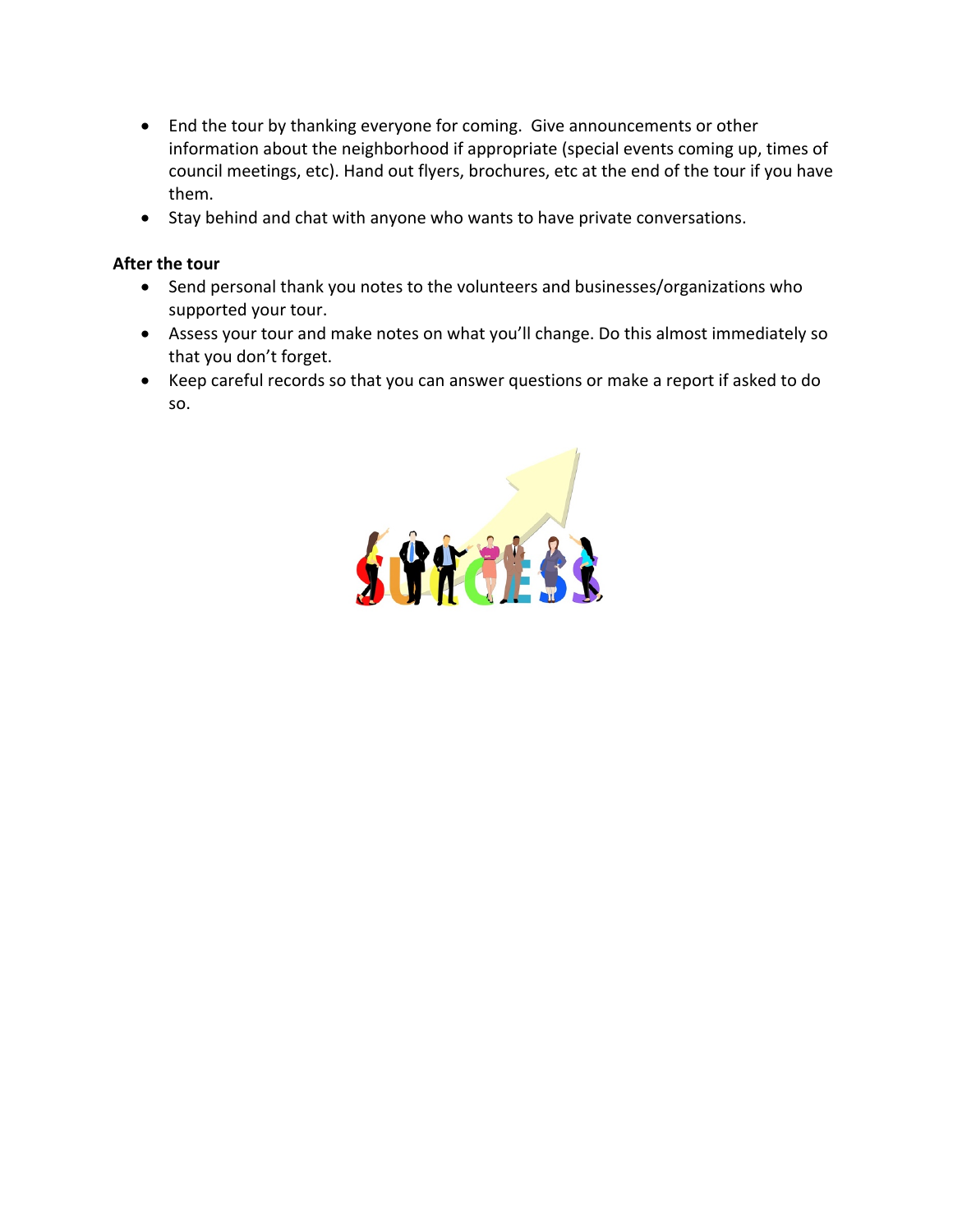- End the tour by thanking everyone for coming. Give announcements or other information about the neighborhood if appropriate (special events coming up, times of council meetings, etc). Hand out flyers, brochures, etc at the end of the tour if you have them.
- Stay behind and chat with anyone who wants to have private conversations.

**After the tour**

- Send personal thank you notes to the volunteers and businesses/organizations who supported your tour.
- Assess your tour and make notes on what you'll change. Do this almost immediately so that you don't forget.
- Keep careful records so that you can answer questions or make a report if asked to do so.